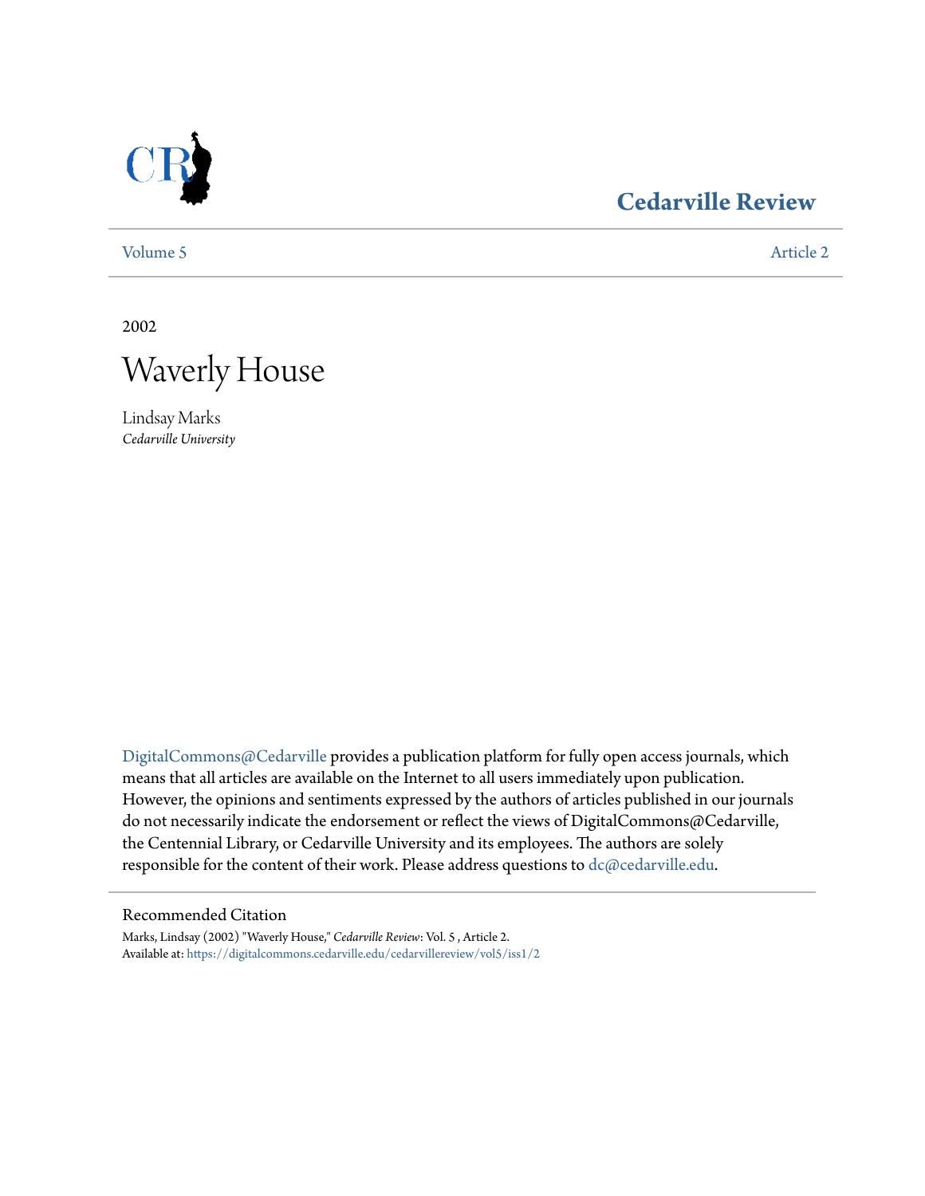# Cedarville Review

Volume 5 | Article 2

2002

# Waverly House

Lindsay Marks
*Cedarville University*

DigitalCommons@Cedarville provides a publication platform for fully open access journals, which means that all articles are available on the Internet to all users immediately upon publication. However, the opinions and sentiments expressed by the authors of articles published in our journals do not necessarily indicate the endorsement or reflect the views of DigitalCommons@Cedarville, the Centennial Library, or Cedarville University and its employees. The authors are solely responsible for the content of their work. Please address questions to dc@cedarville.edu.

## Recommended Citation

Marks, Lindsay (2002) "Waverly House," *Cedarville Review*: Vol. 5 , Article 2.
Available at: https://digitalcommons.cedarville.edu/cedarvillereview/vol5/iss1/2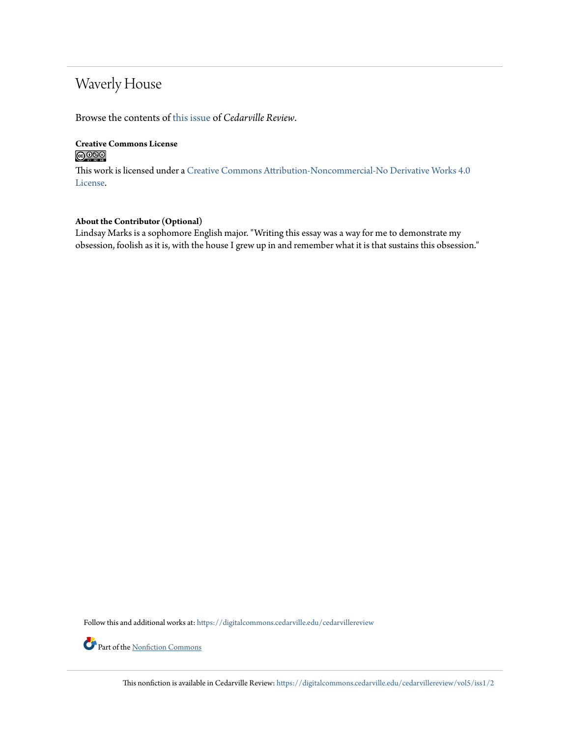# Waverly House

Browse the contents of this issue of *Cedarville Review*.

**Creative Commons License**

This work is licensed under a Creative Commons Attribution-Noncommercial-No Derivative Works 4.0 License.

**About the Contributor (Optional)**
Lindsay Marks is a sophomore English major. "Writing this essay was a way for me to demonstrate my obsession, foolish as it is, with the house I grew up in and remember what it is that sustains this obsession."

Follow this and additional works at: https://digitalcommons.cedarville.edu/cedarvillereview

Part of the Nonfiction Commons

This nonfiction is available in Cedarville Review: https://digitalcommons.cedarville.edu/cedarvillereview/vol5/iss1/2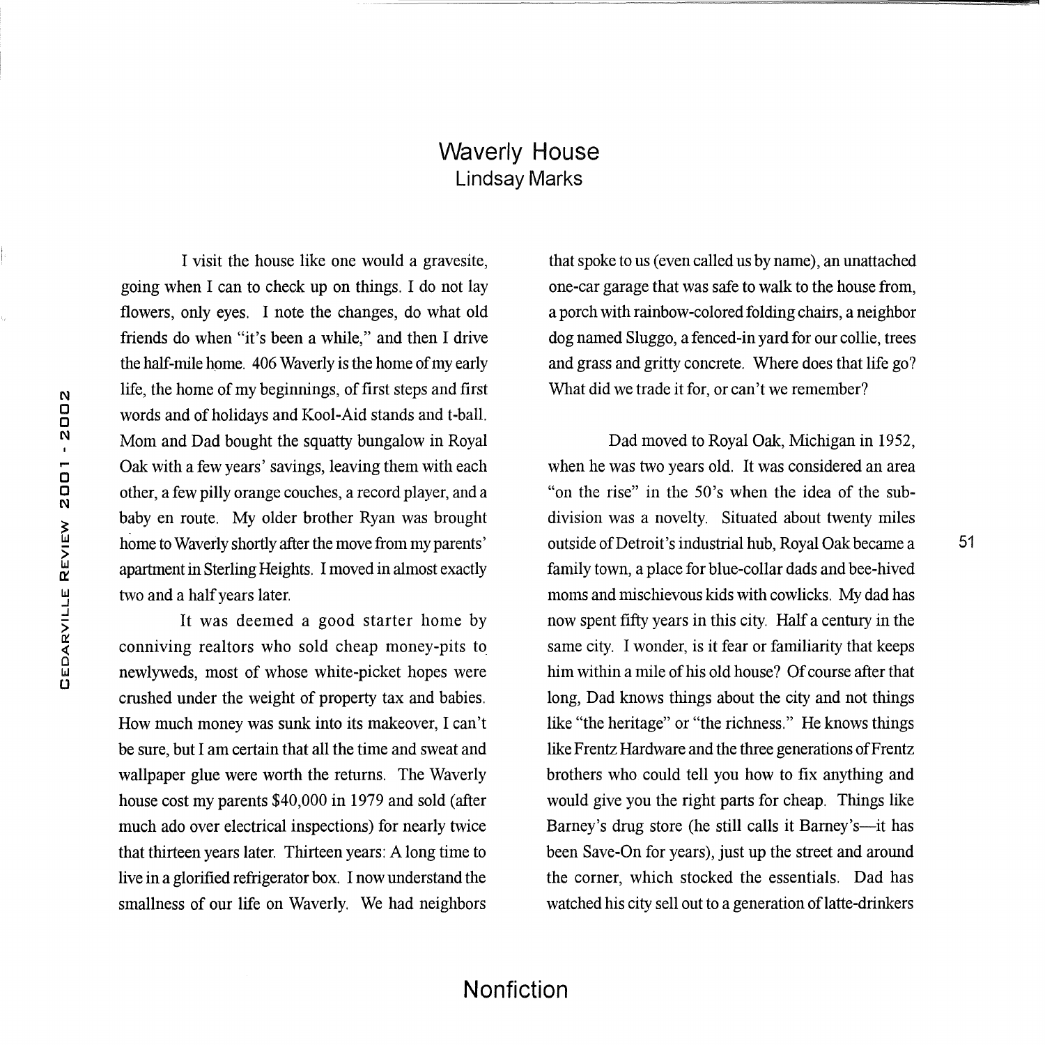# Waverly House

### Lindsay Marks

I visit the house like one would a gravesite, going when I can to check up on things. I do not lay flowers, only eyes. I note the changes, do what old friends do when "it's been a while," and then I drive the half-mile home. 406 Waverly is the home of my early life, the home of my beginnings, of first steps and first words and of holidays and Kool-Aid stands and t-ball. Mom and Dad bought the squatty bungalow in Royal Oak with a few years' savings, leaving them with each other, a few pilly orange couches, a record player, and a baby en route. My older brother Ryan was brought home to Waverly shortly after the move from my parents' apartment in Sterling Heights. I moved in almost exactly two and a half years later.

It was deemed a good starter home by conniving realtors who sold cheap money-pits to newlyweds, most of whose white-picket hopes were crushed under the weight of property tax and babies. How much money was sunk into its makeover, I can't be sure, but I am certain that all the time and sweat and wallpaper glue were worth the returns. The Waverly house cost my parents $40,000 in 1979 and sold (after much ado over electrical inspections) for nearly twice that thirteen years later. Thirteen years: A long time to live in a glorified refrigerator box. I now understand the smallness of our life on Waverly. We had neighbors that spoke to us (even called us by name), an unattached one-car garage that was safe to walk to the house from, a porch with rainbow-colored folding chairs, a neighbor dog named Sluggo, a fenced-in yard for our collie, trees and grass and gritty concrete. Where does that life go? What did we trade it for, or can't we remember?

Dad moved to Royal Oak, Michigan in 1952, when he was two years old. It was considered an area "on the rise" in the 50's when the idea of the sub-division was a novelty. Situated about twenty miles outside of Detroit's industrial hub, Royal Oak became a family town, a place for blue-collar dads and bee-hived moms and mischievous kids with cowlicks. My dad has now spent fifty years in this city. Half a century in the same city. I wonder, is it fear or familiarity that keeps him within a mile of his old house? Of course after that long, Dad knows things about the city and not things like "the heritage" or "the richness." He knows things like Frentz Hardware and the three generations of Frentz brothers who could tell you how to fix anything and would give you the right parts for cheap. Things like Barney's drug store (he still calls it Barney's—it has been Save-On for years), just up the street and around the corner, which stocked the essentials. Dad has watched his city sell out to a generation of latte-drinkers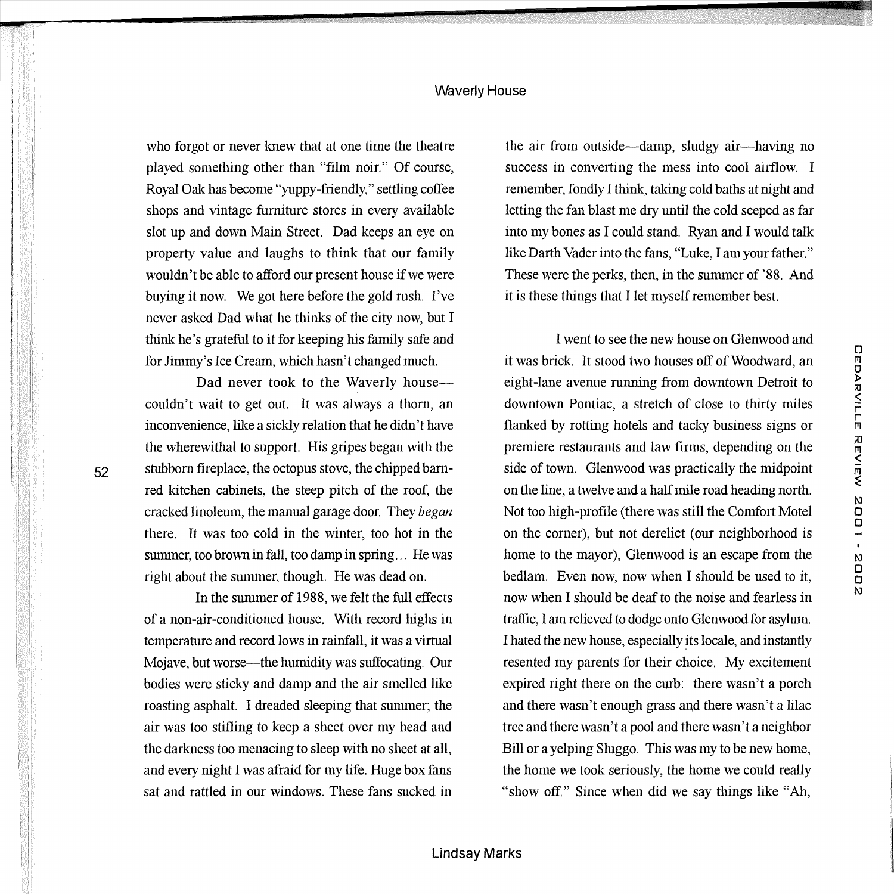who forgot or never knew that at one time the theatre played something other than "film noir." Of course, Royal Oak has become "yuppy-friendly," settling coffee shops and vintage furniture stores in every available slot up and down Main Street. Dad keeps an eye on property value and laughs to think that our family wouldn't be able to afford our present house if we were buying it now. We got here before the gold rush. I've never asked Dad what he thinks of the city now, but I think he's grateful to it for keeping his family safe and for Jimmy's Ice Cream, which hasn't changed much.

Dad never took to the Waverly house—couldn't wait to get out. It was always a thorn, an inconvenience, like a sickly relation that he didn't have the wherewithal to support. His gripes began with the stubborn fireplace, the octopus stove, the chipped barn-red kitchen cabinets, the steep pitch of the roof, the cracked linoleum, the manual garage door. They *began* there. It was too cold in the winter, too hot in the summer, too brown in fall, too damp in spring... He was right about the summer, though. He was dead on.

In the summer of 1988, we felt the full effects of a non-air-conditioned house. With record highs in temperature and record lows in rainfall, it was a virtual Mojave, but worse—the humidity was suffocating. Our bodies were sticky and damp and the air smelled like roasting asphalt. I dreaded sleeping that summer; the air was too stifling to keep a sheet over my head and the darkness too menacing to sleep with no sheet at all, and every night I was afraid for my life. Huge box fans sat and rattled in our windows. These fans sucked in the air from outside—damp, sludgy air—having no success in converting the mess into cool airflow. I remember, fondly I think, taking cold baths at night and letting the fan blast me dry until the cold seeped as far into my bones as I could stand. Ryan and I would talk like Darth Vader into the fans, "Luke, I am your father." These were the perks, then, in the summer of '88. And it is these things that I let myself remember best.

I went to see the new house on Glenwood and it was brick. It stood two houses off of Woodward, an eight-lane avenue running from downtown Detroit to downtown Pontiac, a stretch of close to thirty miles flanked by rotting hotels and tacky business signs or premiere restaurants and law firms, depending on the side of town. Glenwood was practically the midpoint on the line, a twelve and a half mile road heading north. Not too high-profile (there was still the Comfort Motel on the corner), but not derelict (our neighborhood is home to the mayor), Glenwood is an escape from the bedlam. Even now, now when I should be used to it, now when I should be deaf to the noise and fearless in traffic, I am relieved to dodge onto Glenwood for asylum. I hated the new house, especially its locale, and instantly resented my parents for their choice. My excitement expired right there on the curb: there wasn't a porch and there wasn't enough grass and there wasn't a lilac tree and there wasn't a pool and there wasn't a neighbor Bill or a yelping Sluggo. This was my to be new home, the home we took seriously, the home we could really "show off." Since when did we say things like "Ah,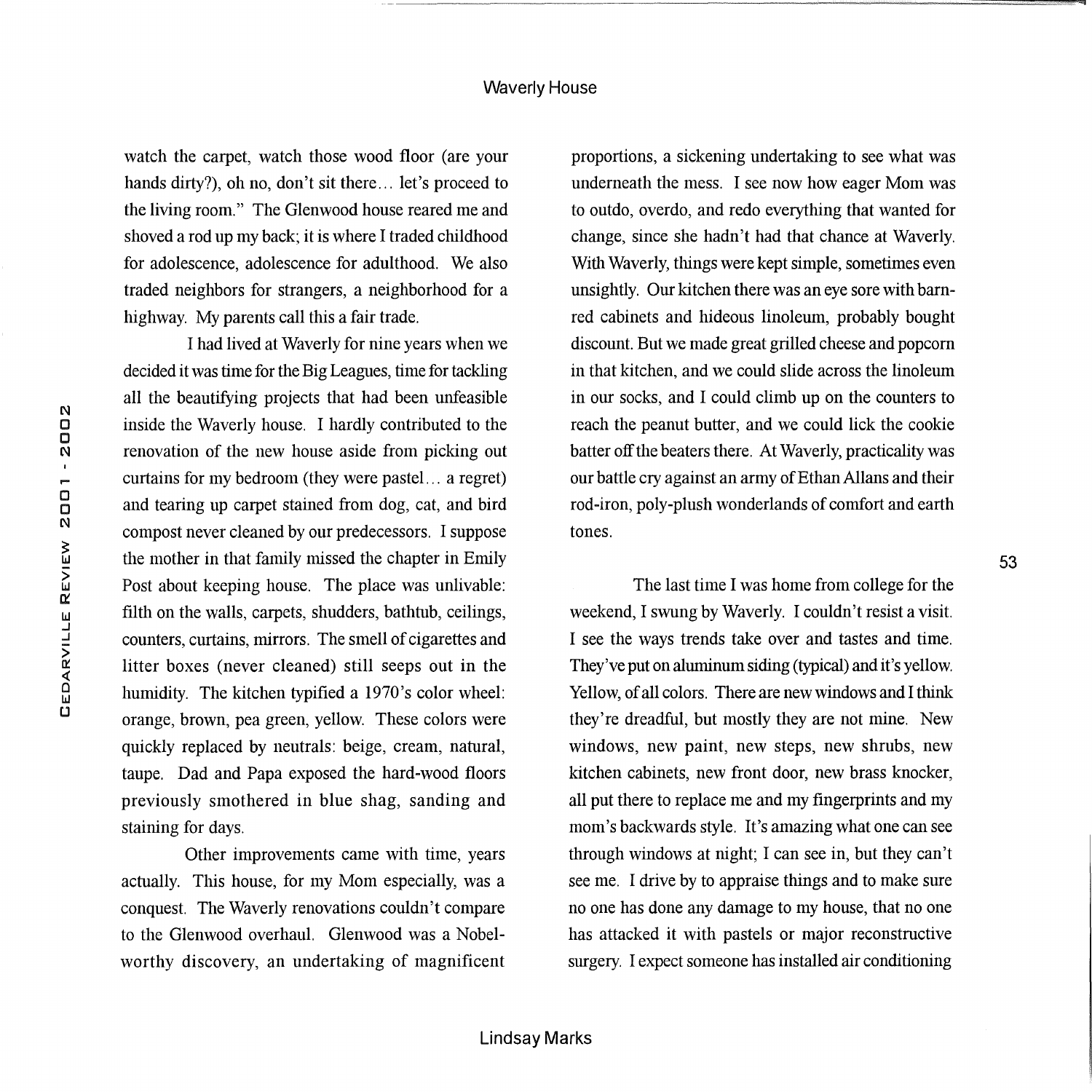watch the carpet, watch those wood floor (are your hands dirty?), oh no, don't sit there… let's proceed to the living room." The Glenwood house reared me and shoved a rod up my back; it is where I traded childhood for adolescence, adolescence for adulthood. We also traded neighbors for strangers, a neighborhood for a highway. My parents call this a fair trade.

I had lived at Waverly for nine years when we decided it was time for the Big Leagues, time for tackling all the beautifying projects that had been unfeasible inside the Waverly house. I hardly contributed to the renovation of the new house aside from picking out curtains for my bedroom (they were pastel… a regret) and tearing up carpet stained from dog, cat, and bird compost never cleaned by our predecessors. I suppose the mother in that family missed the chapter in Emily Post about keeping house. The place was unlivable: filth on the walls, carpets, shudders, bathtub, ceilings, counters, curtains, mirrors. The smell of cigarettes and litter boxes (never cleaned) still seeps out in the humidity. The kitchen typified a 1970's color wheel: orange, brown, pea green, yellow. These colors were quickly replaced by neutrals: beige, cream, natural, taupe. Dad and Papa exposed the hard-wood floors previously smothered in blue shag, sanding and staining for days.

Other improvements came with time, years actually. This house, for my Mom especially, was a conquest. The Waverly renovations couldn't compare to the Glenwood overhaul. Glenwood was a Nobel-worthy discovery, an undertaking of magnificent proportions, a sickening undertaking to see what was underneath the mess. I see now how eager Mom was to outdo, overdo, and redo everything that wanted for change, since she hadn't had that chance at Waverly. With Waverly, things were kept simple, sometimes even unsightly. Our kitchen there was an eye sore with barn-red cabinets and hideous linoleum, probably bought discount. But we made great grilled cheese and popcorn in that kitchen, and we could slide across the linoleum in our socks, and I could climb up on the counters to reach the peanut butter, and we could lick the cookie batter off the beaters there. At Waverly, practicality was our battle cry against an army of Ethan Allans and their rod-iron, poly-plush wonderlands of comfort and earth tones.

The last time I was home from college for the weekend, I swung by Waverly. I couldn't resist a visit. I see the ways trends take over and tastes and time. They've put on aluminum siding (typical) and it's yellow. Yellow, of all colors. There are new windows and I think they're dreadful, but mostly they are not mine. New windows, new paint, new steps, new shrubs, new kitchen cabinets, new front door, new brass knocker, all put there to replace me and my fingerprints and my mom's backwards style. It's amazing what one can see through windows at night; I can see in, but they can't see me. I drive by to appraise things and to make sure no one has done any damage to my house, that no one has attacked it with pastels or major reconstructive surgery. I expect someone has installed air conditioning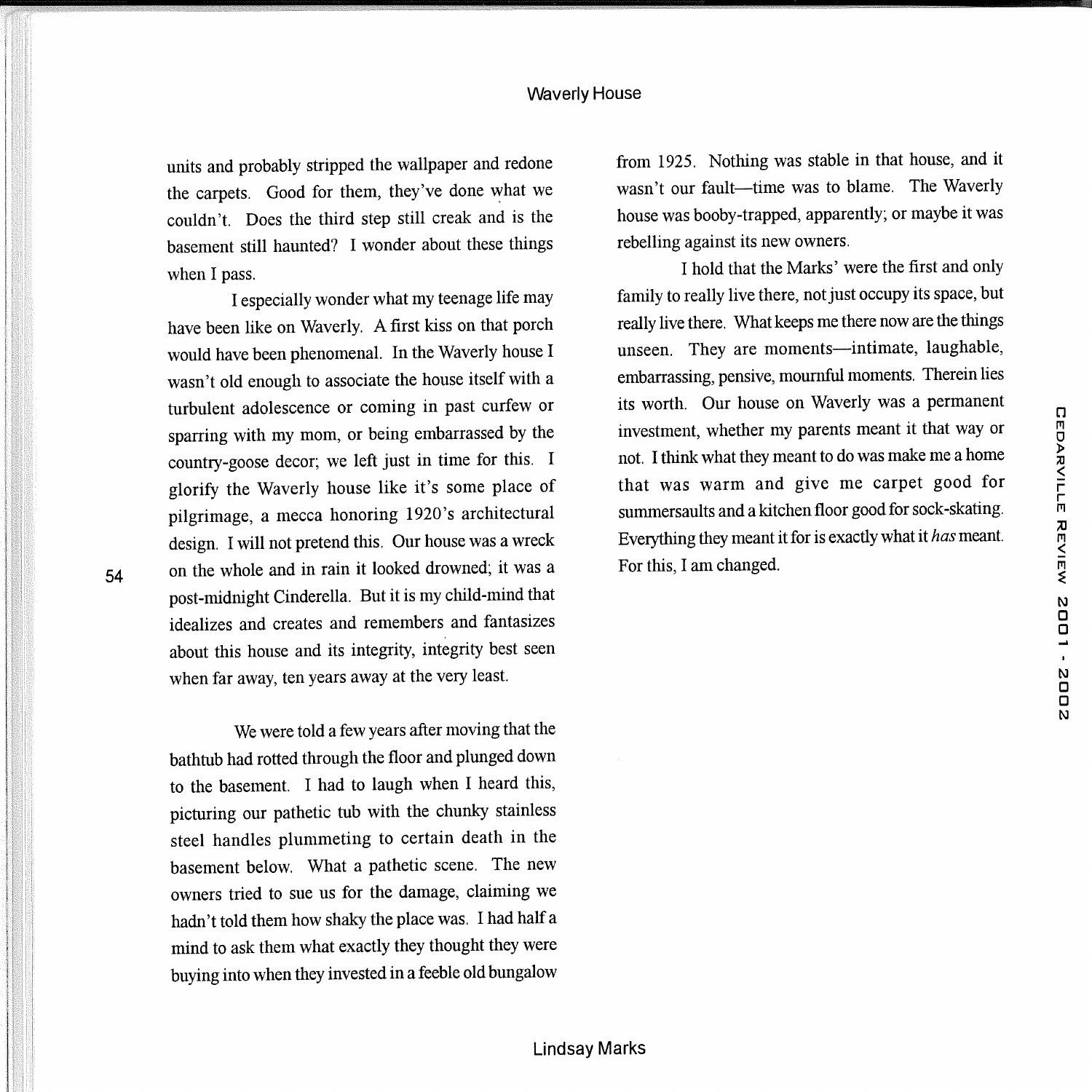units and probably stripped the wallpaper and redone the carpets. Good for them, they've done what we couldn't. Does the third step still creak and is the basement still haunted? I wonder about these things when I pass.

I especially wonder what my teenage life may have been like on Waverly. A first kiss on that porch would have been phenomenal. In the Waverly house I wasn't old enough to associate the house itself with a turbulent adolescence or coming in past curfew or sparring with my mom, or being embarrassed by the country-goose decor; we left just in time for this. I glorify the Waverly house like it's some place of pilgrimage, a mecca honoring 1920's architectural design. I will not pretend this. Our house was a wreck on the whole and in rain it looked drowned; it was a post-midnight Cinderella. But it is my child-mind that idealizes and creates and remembers and fantasizes about this house and its integrity, integrity best seen when far away, ten years away at the very least.

We were told a few years after moving that the bathtub had rotted through the floor and plunged down to the basement. I had to laugh when I heard this, picturing our pathetic tub with the chunky stainless steel handles plummeting to certain death in the basement below. What a pathetic scene. The new owners tried to sue us for the damage, claiming we hadn't told them how shaky the place was. I had half a mind to ask them what exactly they thought they were buying into when they invested in a feeble old bungalow from 1925. Nothing was stable in that house, and it wasn't our fault—time was to blame. The Waverly house was booby-trapped, apparently; or maybe it was rebelling against its new owners.

I hold that the Marks' were the first and only family to really live there, not just occupy its space, but really live there. What keeps me there now are the things unseen. They are moments—intimate, laughable, embarrassing, pensive, mournful moments. Therein lies its worth. Our house on Waverly was a permanent investment, whether my parents meant it that way or not. I think what they meant to do was make me a home that was warm and give me carpet good for summersaults and a kitchen floor good for sock-skating. Everything they meant it for is exactly what it *has* meant. For this, I am changed.

Lindsay Marks